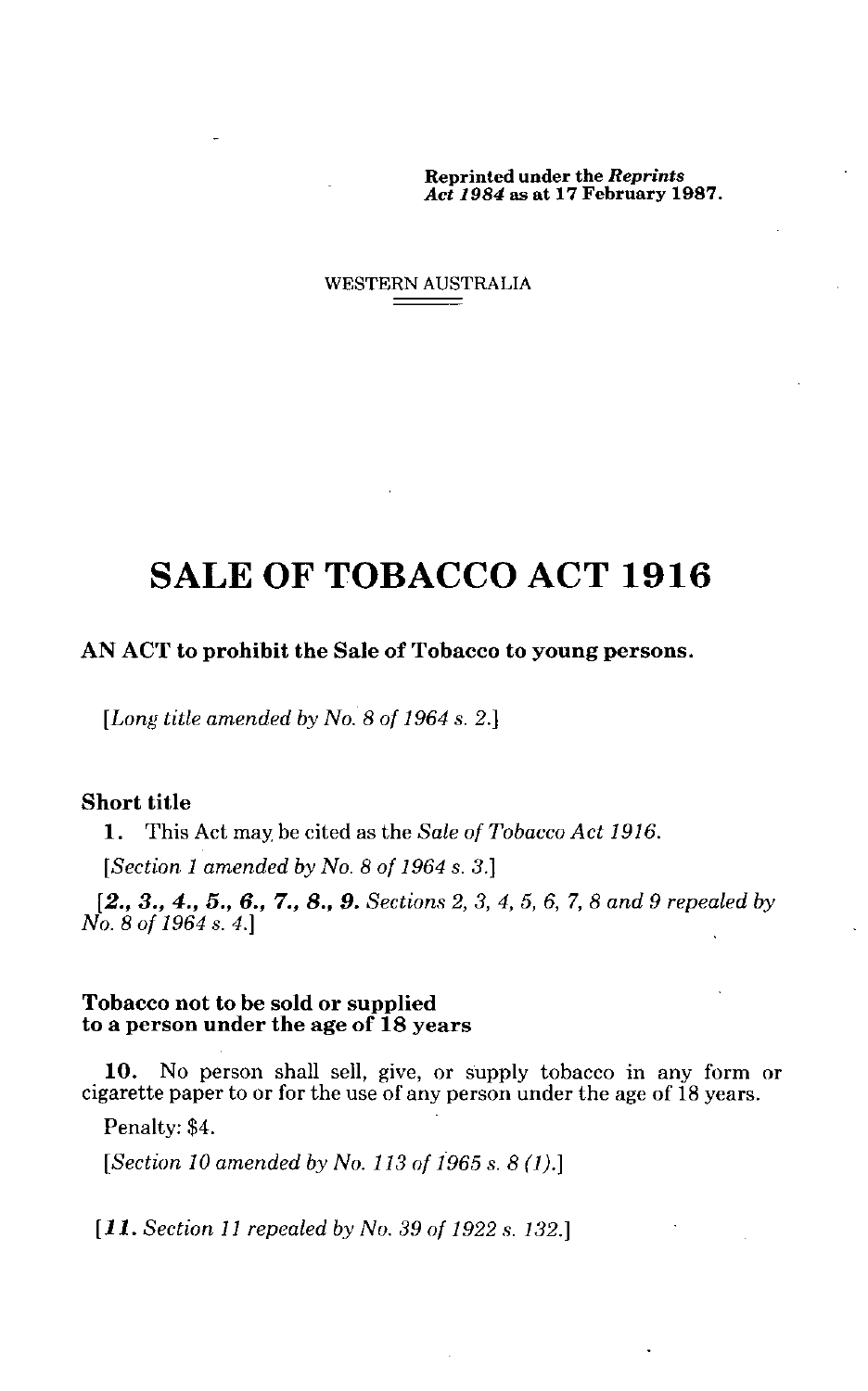**Reprinted under the *Reprints Act 1984* as at 17 February 1987.**

WESTERN AUSTRALIA

# SALE OF TOBACCO ACT 1916

**AN ACT to prohibit the Sale of Tobacco to young persons.**

[*Long title amended by No. 8 of 1964 s. 2.*]

### Short title

**1.** This Act may be cited as the *Sale of Tobacco Act 1916*.

[*Section 1 amended by No. 8 of 1964 s. 3.*]

[***2., 3., 4., 5., 6., 7., 8., 9.*** *Sections 2, 3, 4, 5, 6, 7, 8 and 9 repealed by No. 8 of 1964 s. 4.*]

### Tobacco not to be sold or supplied to a person under the age of 18 years

**10.** No person shall sell, give, or supply tobacco in any form or cigarette paper to or for the use of any person under the age of 18 years.

Penalty: $4.

[*Section 10 amended by No. 113 of 1965 s. 8 (1).*]

[***11.*** *Section 11 repealed by No. 39 of 1922 s. 132.*]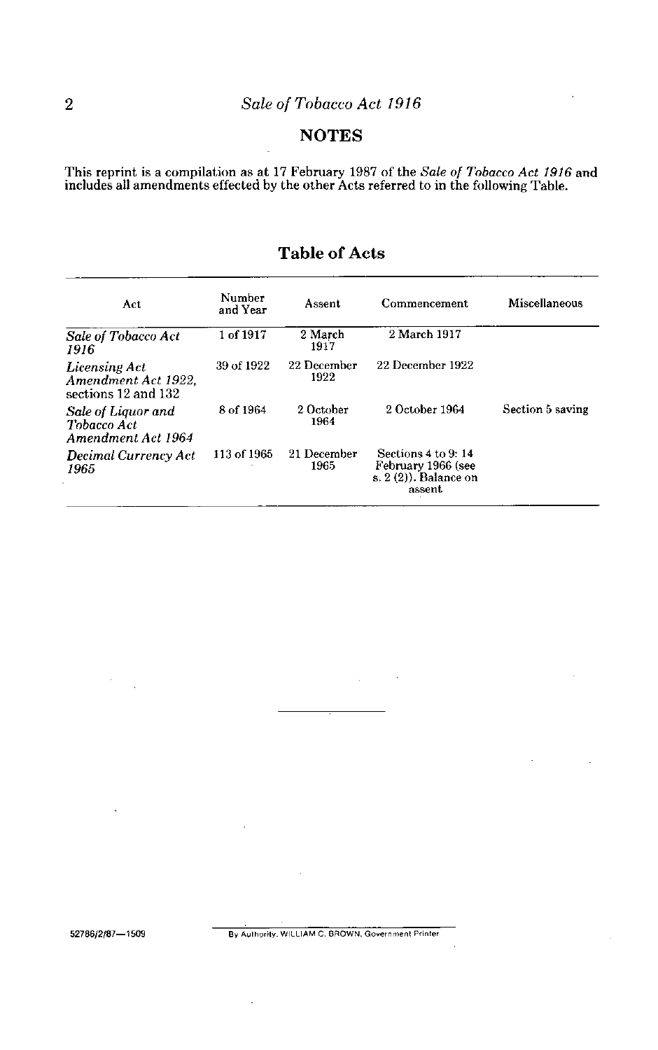## NOTES

This reprint is a compilation as at 17 February 1987 of the *Sale of Tobacco Act 1916* and includes all amendments effected by the other Acts referred to in the following Table.

### Table of Acts

| Act | Number and Year | Assent | Commencement | Miscellaneous |
|---|---|---|---|---|
| *Sale of Tobacco Act 1916* | 1 of 1917 | 2 March 1917 | 2 March 1917 | |
| *Licensing Act Amendment Act 1922*, sections 12 and 132 | 39 of 1922 | 22 December 1922 | 22 December 1922 | |
| *Sale of Liquor and Tobacco Act Amendment Act 1964* | 8 of 1964 | 2 October 1964 | 2 October 1964 | Section 5 saving |
| *Decimal Currency Act 1965* | 113 of 1965 | 21 December 1965 | Sections 4 to 9: 14 February 1966 (see s. 2 (2)). Balance on assent | |

52786/2/87—1509

By Authority. WILLIAM C. BROWN, Government Printer